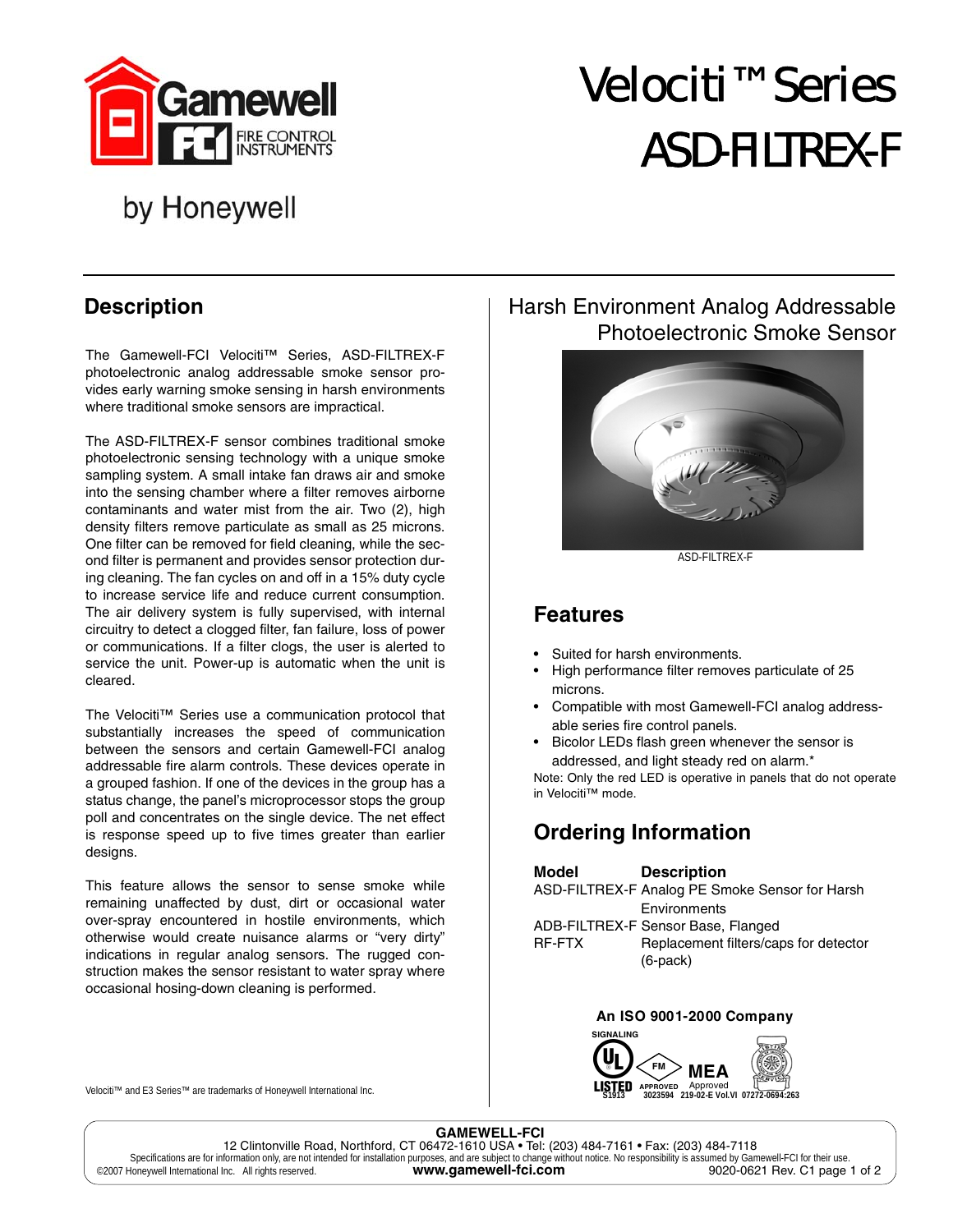# Velociti™ Series ASD-FILTREX-F

by Honeywell

## Harsh Environment Analog Addressable Photoelectronic Smoke Sensor

ASD-FILTREX-F

## Description

The Gamewell-FCI Velociti™ Series, ASD-FILTREX-F photoelectronic analog addressable smoke sensor provides early warning smoke sensing in harsh environments where traditional smoke sensors are impractical.

The ASD-FILTREX-F sensor combines traditional smoke photoelectronic sensing technology with a unique smoke sampling system. A small intake fan draws air and smoke into the sensing chamber where a filter removes airborne contaminants and water mist from the air. Two (2), high density filters remove particulate as small as 25 microns. One filter can be removed for field cleaning, while the second filter is permanent and provides sensor protection during cleaning. The fan cycles on and off in a 15% duty cycle to increase service life and reduce current consumption. The air delivery system is fully supervised, with internal circuitry to detect a clogged filter, fan failure, loss of power or communications. If a filter clogs, the user is alerted to service the unit. Power-up is automatic when the unit is cleared.

The Velociti™ Series use a communication protocol that substantially increases the speed of communication between the sensors and certain Gamewell-FCI analog addressable fire alarm controls. These devices operate in a grouped fashion. If one of the devices in the group has a status change, the panel's microprocessor stops the group poll and concentrates on the single device. The net effect is response speed up to five times greater than earlier designs.

This feature allows the sensor to sense smoke while remaining unaffected by dust, dirt or occasional water over-spray encountered in hostile environments, which otherwise would create nuisance alarms or "very dirty" indications in regular analog sensors. The rugged construction makes the sensor resistant to water spray where occasional hosing-down cleaning is performed.

Velociti™ and E3 Series™ are trademarks of Honeywell International Inc.

## Features

- Suited for harsh environments.
- High performance filter removes particulate of 25 microns.
- Compatible with most Gamewell-FCI analog addressable series fire control panels.
- Bicolor LEDs flash green whenever the sensor is addressed, and light steady red on alarm.*

Note: Only the red LED is operative in panels that do not operate in Velociti™ mode.

## Ordering Information

| Model | Description |
|---|---|
| ASD-FILTREX-F | Analog PE Smoke Sensor for Harsh Environments |
| ADB-FILTREX-F | Sensor Base, Flanged |
| RF-FTX | Replacement filters/caps for detector (6-pack) |

**An ISO 9001-2000 Company**

SIGNALING UL LISTED S1913 · FM APPROVED 3023594 · MEA Approved 219-02-E Vol.VI · 07272-0694:263

**GAMEWELL-FCI**
12 Clintonville Road, Northford, CT 06472-1610 USA • Tel: (203) 484-7161 • Fax: (203) 484-7118
Specifications are for information only, are not intended for installation purposes, and are subject to change without notice. No responsibility is assumed by Gamewell-FCI for their use.
©2007 Honeywell International Inc. All rights reserved. **www.gamewell-fci.com** 9020-0621 Rev. C1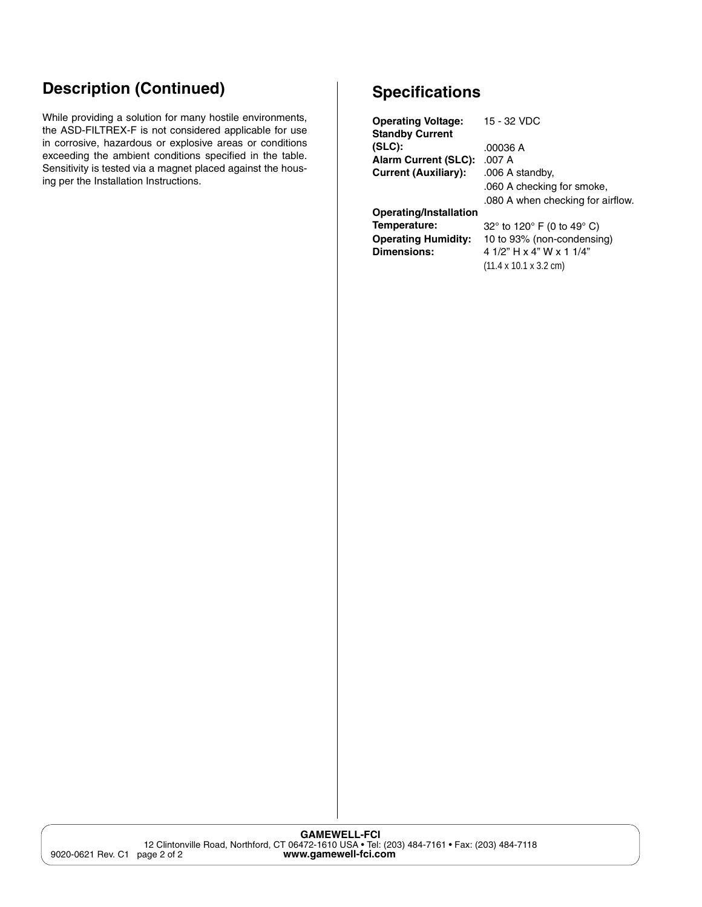## Description (Continued)

While providing a solution for many hostile environments, the ASD-FILTREX-F is not considered applicable for use in corrosive, hazardous or explosive areas or conditions exceeding the ambient conditions specified in the table. Sensitivity is tested via a magnet placed against the housing per the Installation Instructions.

## Specifications

| | |
|---|---|
| **Operating Voltage:** | 15 - 32 VDC |
| **Standby Current (SLC):** | .00036 A |
| **Alarm Current (SLC):** | .007 A |
| **Current (Auxiliary):** | .006 A standby, .060 A checking for smoke, .080 A when checking for airflow. |
| **Operating/Installation Temperature:** | 32° to 120° F (0 to 49° C) |
| **Operating Humidity:** | 10 to 93% (non-condensing) |
| **Dimensions:** | 4 1/2" H x 4" W x 1 1/4" (11.4 x 10.1 x 3.2 cm) |

**GAMEWELL-FCI**
12 Clintonville Road, Northford, CT 06472-1610 USA • Tel: (203) 484-7161 • Fax: (203) 484-7118
9020-0621 Rev. C1
**www.gamewell-fci.com**